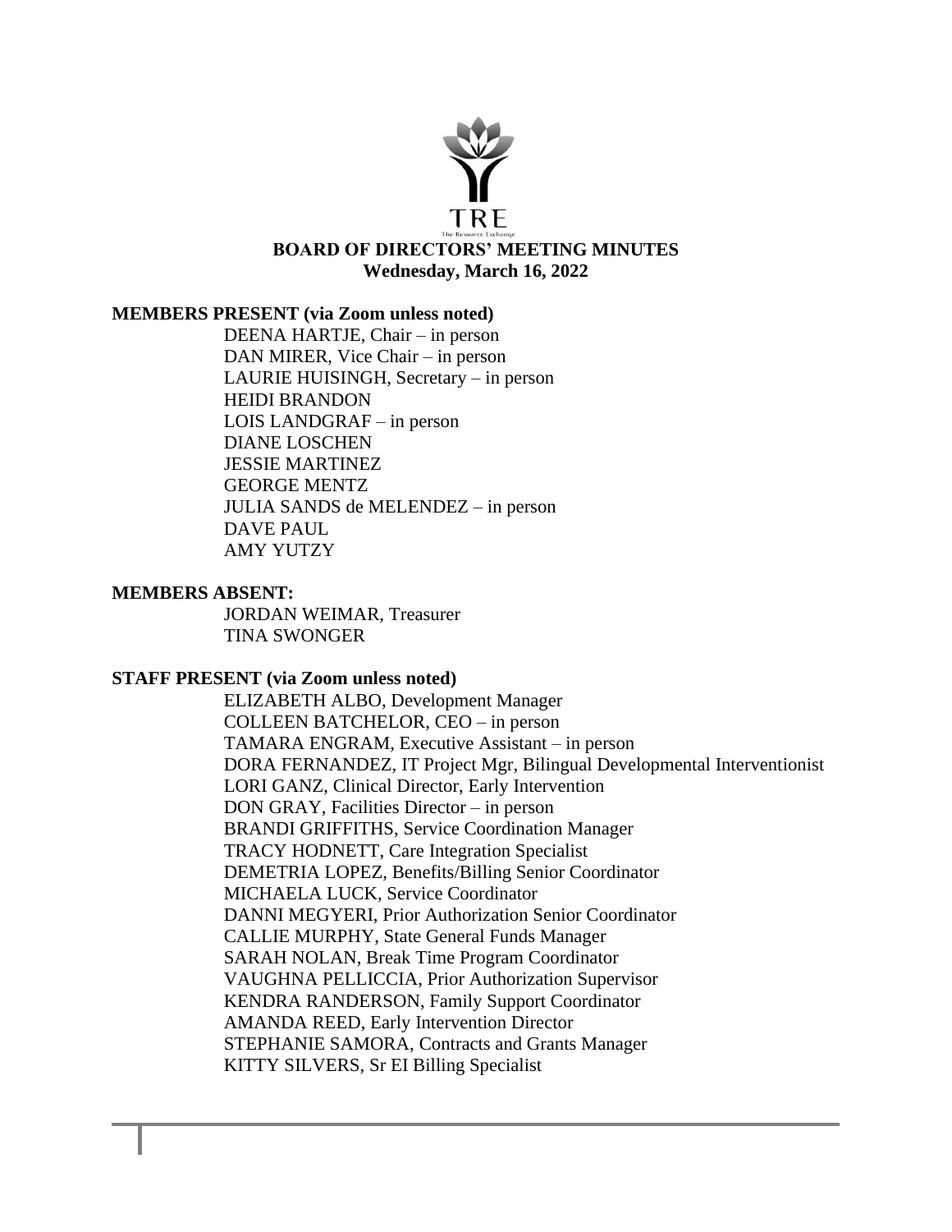TRE

The Resource Exchange

# BOARD OF DIRECTORS' MEETING MINUTES

**Wednesday, March 16, 2022**

**MEMBERS PRESENT (via Zoom unless noted)**

DEENA HARTJE, Chair – in person
DAN MIRER, Vice Chair – in person
LAURIE HUISINGH, Secretary – in person
HEIDI BRANDON
LOIS LANDGRAF – in person
DIANE LOSCHEN
JESSIE MARTINEZ
GEORGE MENTZ
JULIA SANDS de MELENDEZ – in person
DAVE PAUL
AMY YUTZY

**MEMBERS ABSENT:**

JORDAN WEIMAR, Treasurer
TINA SWONGER

**STAFF PRESENT (via Zoom unless noted)**

ELIZABETH ALBO, Development Manager
COLLEEN BATCHELOR, CEO – in person
TAMARA ENGRAM, Executive Assistant – in person
DORA FERNANDEZ, IT Project Mgr, Bilingual Developmental Interventionist
LORI GANZ, Clinical Director, Early Intervention
DON GRAY, Facilities Director – in person
BRANDI GRIFFITHS, Service Coordination Manager
TRACY HODNETT, Care Integration Specialist
DEMETRIA LOPEZ, Benefits/Billing Senior Coordinator
MICHAELA LUCK, Service Coordinator
DANNI MEGYERI, Prior Authorization Senior Coordinator
CALLIE MURPHY, State General Funds Manager
SARAH NOLAN, Break Time Program Coordinator
VAUGHNA PELLICCIA, Prior Authorization Supervisor
KENDRA RANDERSON, Family Support Coordinator
AMANDA REED, Early Intervention Director
STEPHANIE SAMORA, Contracts and Grants Manager
KITTY SILVERS, Sr EI Billing Specialist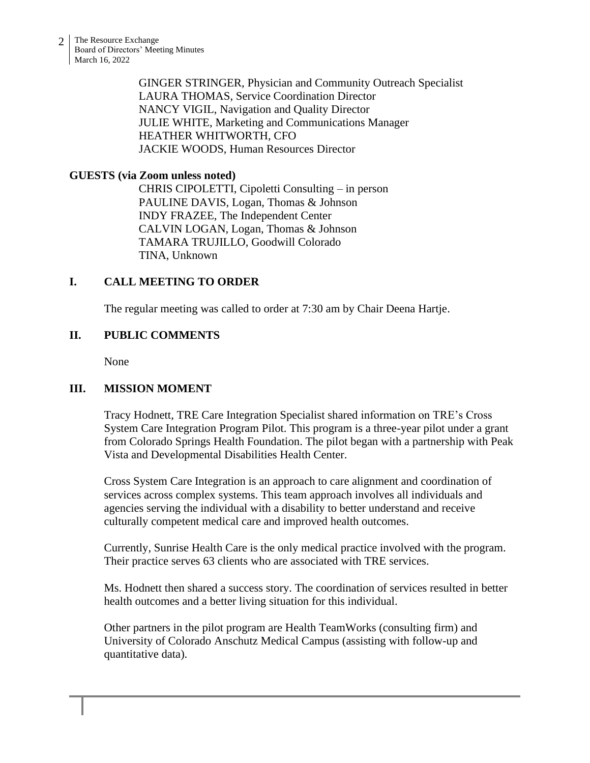GINGER STRINGER, Physician and Community Outreach Specialist
LAURA THOMAS, Service Coordination Director
NANCY VIGIL, Navigation and Quality Director
JULIE WHITE, Marketing and Communications Manager
HEATHER WHITWORTH, CFO
JACKIE WOODS, Human Resources Director

**GUESTS (via Zoom unless noted)**

CHRIS CIPOLETTI, Cipoletti Consulting – in person
PAULINE DAVIS, Logan, Thomas & Johnson
INDY FRAZEE, The Independent Center
CALVIN LOGAN, Logan, Thomas & Johnson
TAMARA TRUJILLO, Goodwill Colorado
TINA, Unknown

## I. CALL MEETING TO ORDER

The regular meeting was called to order at 7:30 am by Chair Deena Hartje.

## II. PUBLIC COMMENTS

None

## III. MISSION MOMENT

Tracy Hodnett, TRE Care Integration Specialist shared information on TRE's Cross System Care Integration Program Pilot. This program is a three-year pilot under a grant from Colorado Springs Health Foundation. The pilot began with a partnership with Peak Vista and Developmental Disabilities Health Center.

Cross System Care Integration is an approach to care alignment and coordination of services across complex systems. This team approach involves all individuals and agencies serving the individual with a disability to better understand and receive culturally competent medical care and improved health outcomes.

Currently, Sunrise Health Care is the only medical practice involved with the program. Their practice serves 63 clients who are associated with TRE services.

Ms. Hodnett then shared a success story. The coordination of services resulted in better health outcomes and a better living situation for this individual.

Other partners in the pilot program are Health TeamWorks (consulting firm) and University of Colorado Anschutz Medical Campus (assisting with follow-up and quantitative data).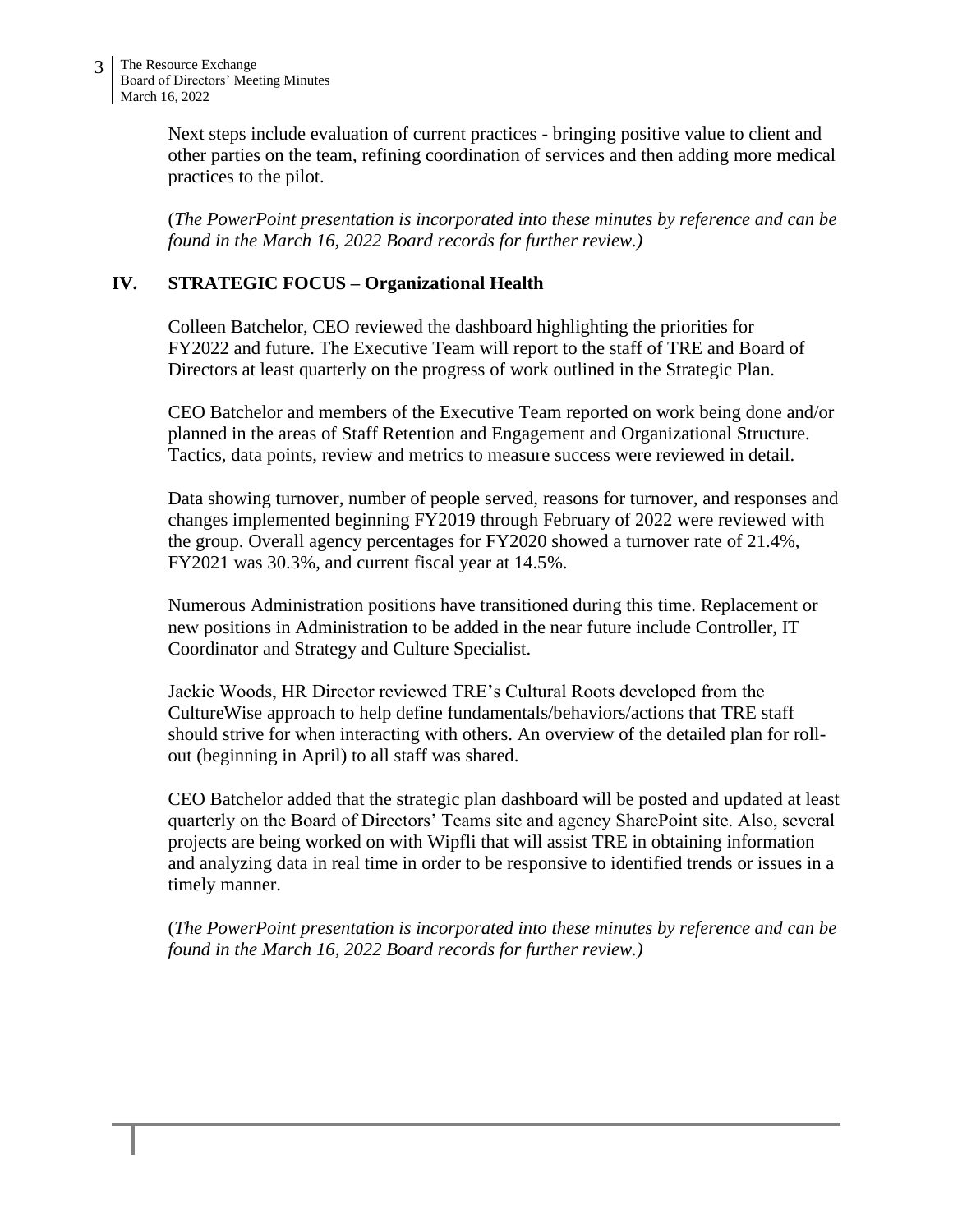Next steps include evaluation of current practices - bringing positive value to client and other parties on the team, refining coordination of services and then adding more medical practices to the pilot.

(*The PowerPoint presentation is incorporated into these minutes by reference and can be found in the March 16, 2022 Board records for further review.)*

## IV. STRATEGIC FOCUS – Organizational Health

Colleen Batchelor, CEO reviewed the dashboard highlighting the priorities for FY2022 and future. The Executive Team will report to the staff of TRE and Board of Directors at least quarterly on the progress of work outlined in the Strategic Plan.

CEO Batchelor and members of the Executive Team reported on work being done and/or planned in the areas of Staff Retention and Engagement and Organizational Structure. Tactics, data points, review and metrics to measure success were reviewed in detail.

Data showing turnover, number of people served, reasons for turnover, and responses and changes implemented beginning FY2019 through February of 2022 were reviewed with the group. Overall agency percentages for FY2020 showed a turnover rate of 21.4%, FY2021 was 30.3%, and current fiscal year at 14.5%.

Numerous Administration positions have transitioned during this time. Replacement or new positions in Administration to be added in the near future include Controller, IT Coordinator and Strategy and Culture Specialist.

Jackie Woods, HR Director reviewed TRE's Cultural Roots developed from the CultureWise approach to help define fundamentals/behaviors/actions that TRE staff should strive for when interacting with others. An overview of the detailed plan for roll-out (beginning in April) to all staff was shared.

CEO Batchelor added that the strategic plan dashboard will be posted and updated at least quarterly on the Board of Directors' Teams site and agency SharePoint site. Also, several projects are being worked on with Wipfli that will assist TRE in obtaining information and analyzing data in real time in order to be responsive to identified trends or issues in a timely manner.

(*The PowerPoint presentation is incorporated into these minutes by reference and can be found in the March 16, 2022 Board records for further review.)*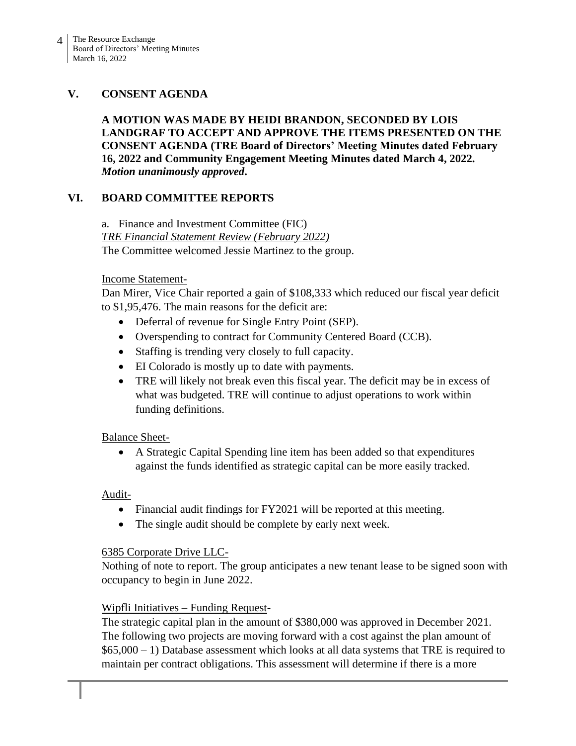## V. CONSENT AGENDA

**A MOTION WAS MADE BY HEIDI BRANDON, SECONDED BY LOIS LANDGRAF TO ACCEPT AND APPROVE THE ITEMS PRESENTED ON THE CONSENT AGENDA (TRE Board of Directors' Meeting Minutes dated February 16, 2022 and Community Engagement Meeting Minutes dated March 4, 2022.** ***Motion unanimously approved*****.**

## VI. BOARD COMMITTEE REPORTS

a. Finance and Investment Committee (FIC)

*TRE Financial Statement Review (February 2022)*

The Committee welcomed Jessie Martinez to the group.

Income Statement-

Dan Mirer, Vice Chair reported a gain of $108,333 which reduced our fiscal year deficit to $1,95,476. The main reasons for the deficit are:

- Deferral of revenue for Single Entry Point (SEP).
- Overspending to contract for Community Centered Board (CCB).
- Staffing is trending very closely to full capacity.
- EI Colorado is mostly up to date with payments.
- TRE will likely not break even this fiscal year. The deficit may be in excess of what was budgeted. TRE will continue to adjust operations to work within funding definitions.

Balance Sheet-

- A Strategic Capital Spending line item has been added so that expenditures against the funds identified as strategic capital can be more easily tracked.

Audit-

- Financial audit findings for FY2021 will be reported at this meeting.
- The single audit should be complete by early next week.

6385 Corporate Drive LLC-

Nothing of note to report. The group anticipates a new tenant lease to be signed soon with occupancy to begin in June 2022.

Wipfli Initiatives – Funding Request-

The strategic capital plan in the amount of $380,000 was approved in December 2021. The following two projects are moving forward with a cost against the plan amount of $65,000 – 1) Database assessment which looks at all data systems that TRE is required to maintain per contract obligations. This assessment will determine if there is a more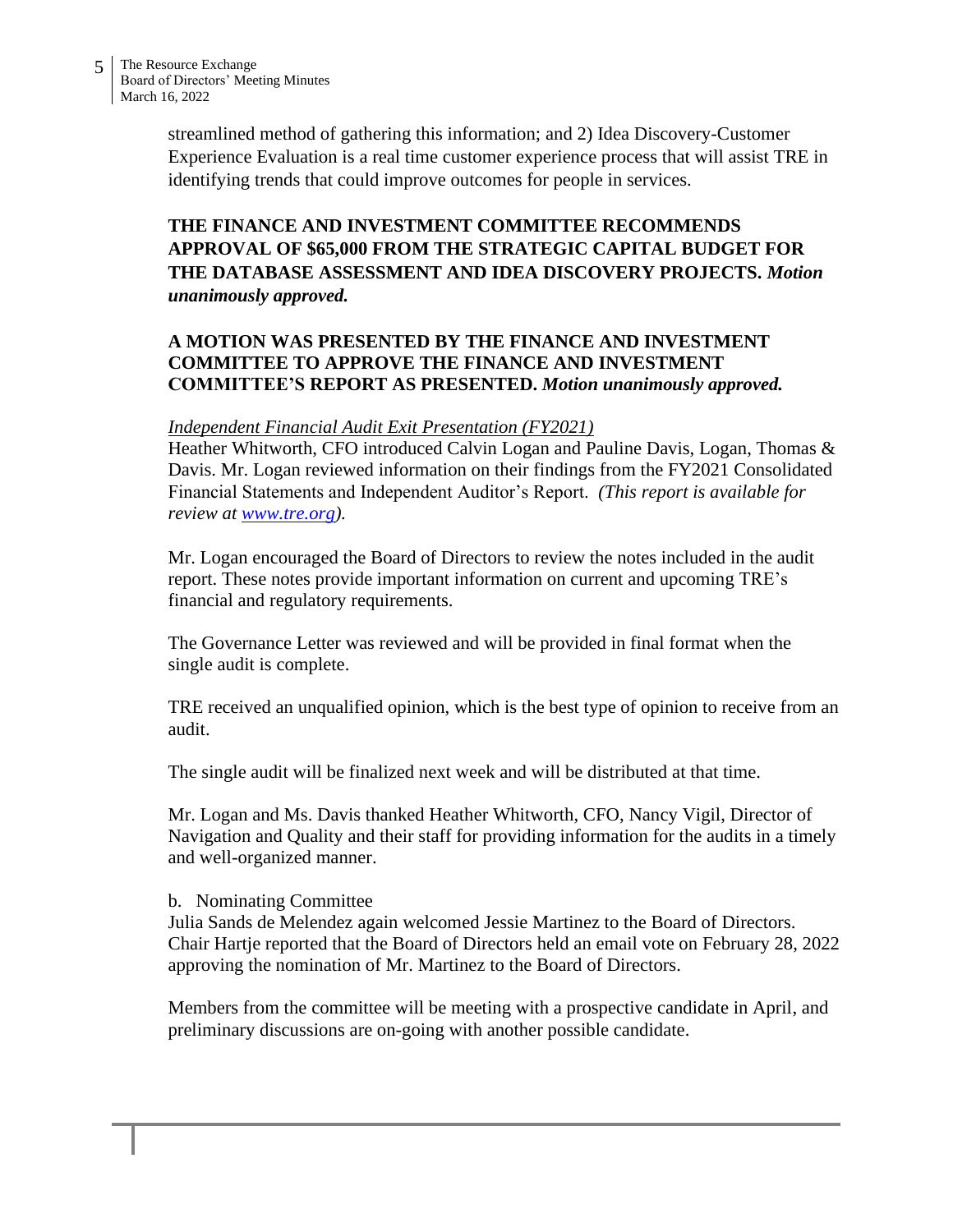streamlined method of gathering this information; and 2) Idea Discovery-Customer Experience Evaluation is a real time customer experience process that will assist TRE in identifying trends that could improve outcomes for people in services.

**THE FINANCE AND INVESTMENT COMMITTEE RECOMMENDS APPROVAL OF $65,000 FROM THE STRATEGIC CAPITAL BUDGET FOR THE DATABASE ASSESSMENT AND IDEA DISCOVERY PROJECTS.** ***Motion unanimously approved.***

**A MOTION WAS PRESENTED BY THE FINANCE AND INVESTMENT COMMITTEE TO APPROVE THE FINANCE AND INVESTMENT COMMITTEE'S REPORT AS PRESENTED.** ***Motion unanimously approved.***

*Independent Financial Audit Exit Presentation (FY2021)*

Heather Whitworth, CFO introduced Calvin Logan and Pauline Davis, Logan, Thomas & Davis. Mr. Logan reviewed information on their findings from the FY2021 Consolidated Financial Statements and Independent Auditor's Report. *(This report is available for review at [www.tre.org](http://www.tre.org)).*

Mr. Logan encouraged the Board of Directors to review the notes included in the audit report. These notes provide important information on current and upcoming TRE's financial and regulatory requirements.

The Governance Letter was reviewed and will be provided in final format when the single audit is complete.

TRE received an unqualified opinion, which is the best type of opinion to receive from an audit.

The single audit will be finalized next week and will be distributed at that time.

Mr. Logan and Ms. Davis thanked Heather Whitworth, CFO, Nancy Vigil, Director of Navigation and Quality and their staff for providing information for the audits in a timely and well-organized manner.

b. Nominating Committee

Julia Sands de Melendez again welcomed Jessie Martinez to the Board of Directors. Chair Hartje reported that the Board of Directors held an email vote on February 28, 2022 approving the nomination of Mr. Martinez to the Board of Directors.

Members from the committee will be meeting with a prospective candidate in April, and preliminary discussions are on-going with another possible candidate.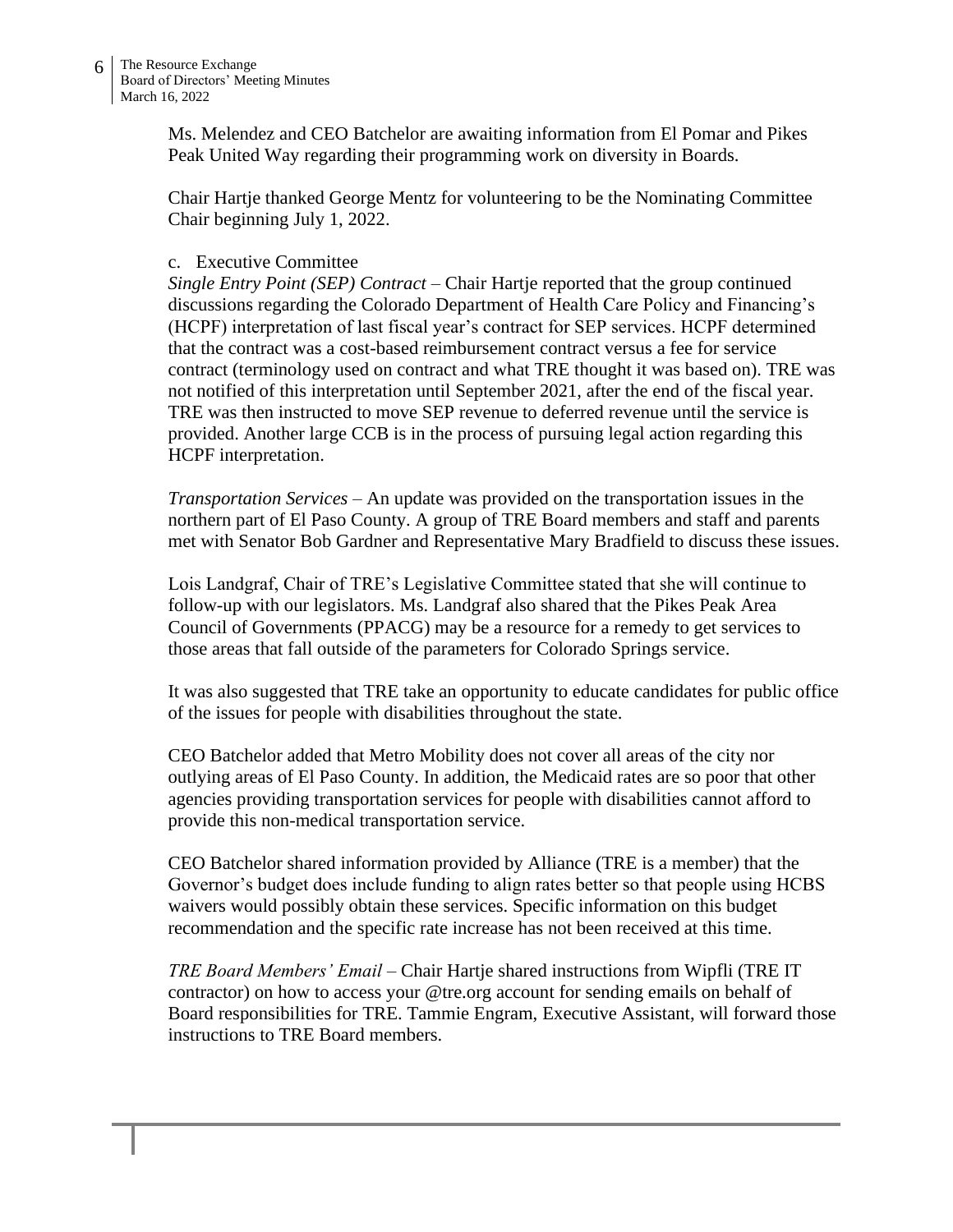Ms. Melendez and CEO Batchelor are awaiting information from El Pomar and Pikes Peak United Way regarding their programming work on diversity in Boards.

Chair Hartje thanked George Mentz for volunteering to be the Nominating Committee Chair beginning July 1, 2022.

c. Executive Committee

*Single Entry Point (SEP) Contract* – Chair Hartje reported that the group continued discussions regarding the Colorado Department of Health Care Policy and Financing's (HCPF) interpretation of last fiscal year's contract for SEP services. HCPF determined that the contract was a cost-based reimbursement contract versus a fee for service contract (terminology used on contract and what TRE thought it was based on). TRE was not notified of this interpretation until September 2021, after the end of the fiscal year. TRE was then instructed to move SEP revenue to deferred revenue until the service is provided. Another large CCB is in the process of pursuing legal action regarding this HCPF interpretation.

*Transportation Services* – An update was provided on the transportation issues in the northern part of El Paso County. A group of TRE Board members and staff and parents met with Senator Bob Gardner and Representative Mary Bradfield to discuss these issues.

Lois Landgraf, Chair of TRE's Legislative Committee stated that she will continue to follow-up with our legislators. Ms. Landgraf also shared that the Pikes Peak Area Council of Governments (PPACG) may be a resource for a remedy to get services to those areas that fall outside of the parameters for Colorado Springs service.

It was also suggested that TRE take an opportunity to educate candidates for public office of the issues for people with disabilities throughout the state.

CEO Batchelor added that Metro Mobility does not cover all areas of the city nor outlying areas of El Paso County. In addition, the Medicaid rates are so poor that other agencies providing transportation services for people with disabilities cannot afford to provide this non-medical transportation service.

CEO Batchelor shared information provided by Alliance (TRE is a member) that the Governor's budget does include funding to align rates better so that people using HCBS waivers would possibly obtain these services. Specific information on this budget recommendation and the specific rate increase has not been received at this time.

*TRE Board Members' Email* – Chair Hartje shared instructions from Wipfli (TRE IT contractor) on how to access your @tre.org account for sending emails on behalf of Board responsibilities for TRE. Tammie Engram, Executive Assistant, will forward those instructions to TRE Board members.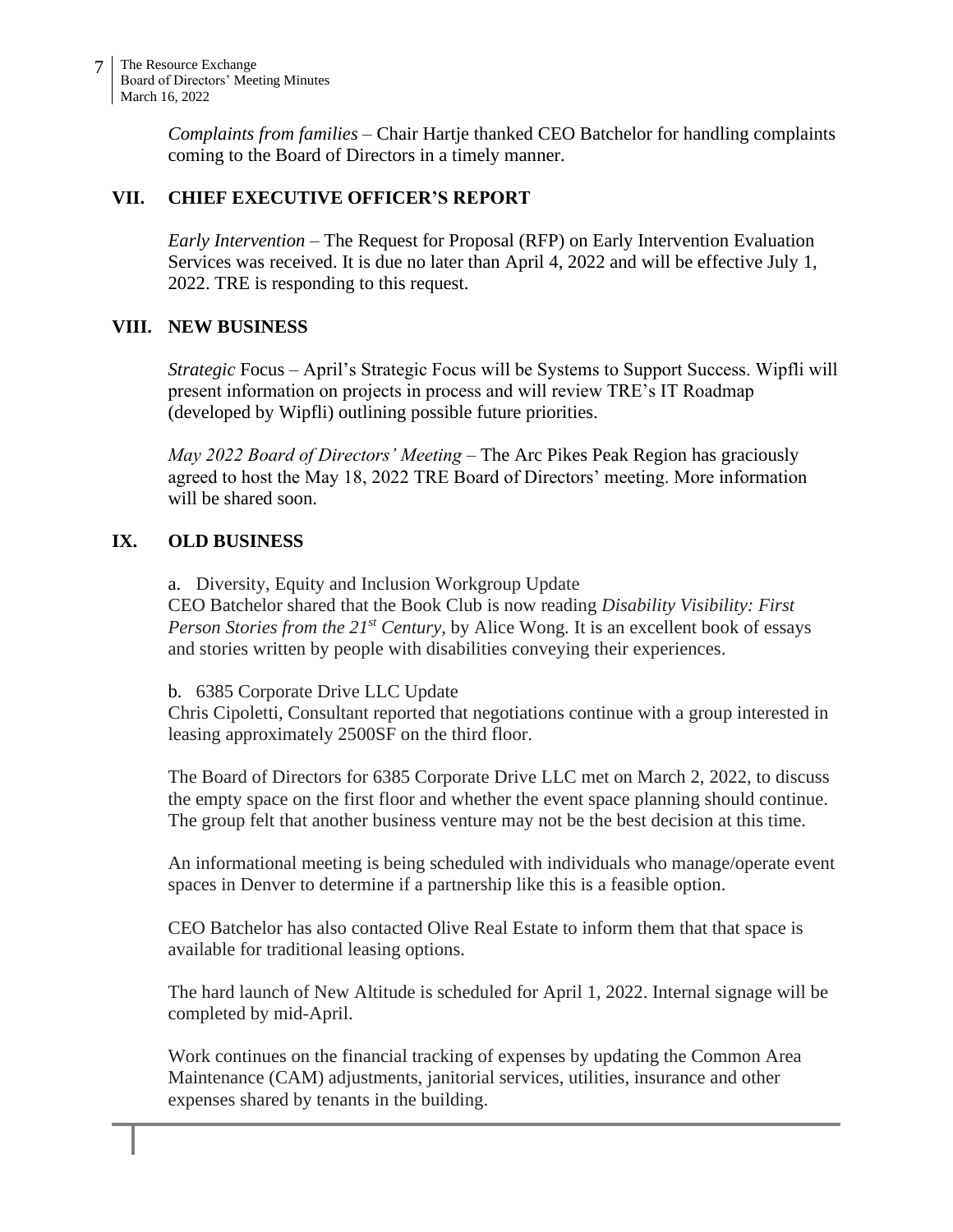*Complaints from families* – Chair Hartje thanked CEO Batchelor for handling complaints coming to the Board of Directors in a timely manner.

## VII. CHIEF EXECUTIVE OFFICER'S REPORT

*Early Intervention* – The Request for Proposal (RFP) on Early Intervention Evaluation Services was received. It is due no later than April 4, 2022 and will be effective July 1, 2022. TRE is responding to this request.

## VIII. NEW BUSINESS

*Strategic* Focus – April's Strategic Focus will be Systems to Support Success. Wipfli will present information on projects in process and will review TRE's IT Roadmap (developed by Wipfli) outlining possible future priorities.

*May 2022 Board of Directors' Meeting* – The Arc Pikes Peak Region has graciously agreed to host the May 18, 2022 TRE Board of Directors' meeting. More information will be shared soon.

## IX. OLD BUSINESS

a. Diversity, Equity and Inclusion Workgroup Update

CEO Batchelor shared that the Book Club is now reading *Disability Visibility: First Person Stories from the 21st Century,* by Alice Wong. It is an excellent book of essays and stories written by people with disabilities conveying their experiences.

b. 6385 Corporate Drive LLC Update

Chris Cipoletti, Consultant reported that negotiations continue with a group interested in leasing approximately 2500SF on the third floor.

The Board of Directors for 6385 Corporate Drive LLC met on March 2, 2022, to discuss the empty space on the first floor and whether the event space planning should continue. The group felt that another business venture may not be the best decision at this time.

An informational meeting is being scheduled with individuals who manage/operate event spaces in Denver to determine if a partnership like this is a feasible option.

CEO Batchelor has also contacted Olive Real Estate to inform them that that space is available for traditional leasing options.

The hard launch of New Altitude is scheduled for April 1, 2022. Internal signage will be completed by mid-April.

Work continues on the financial tracking of expenses by updating the Common Area Maintenance (CAM) adjustments, janitorial services, utilities, insurance and other expenses shared by tenants in the building.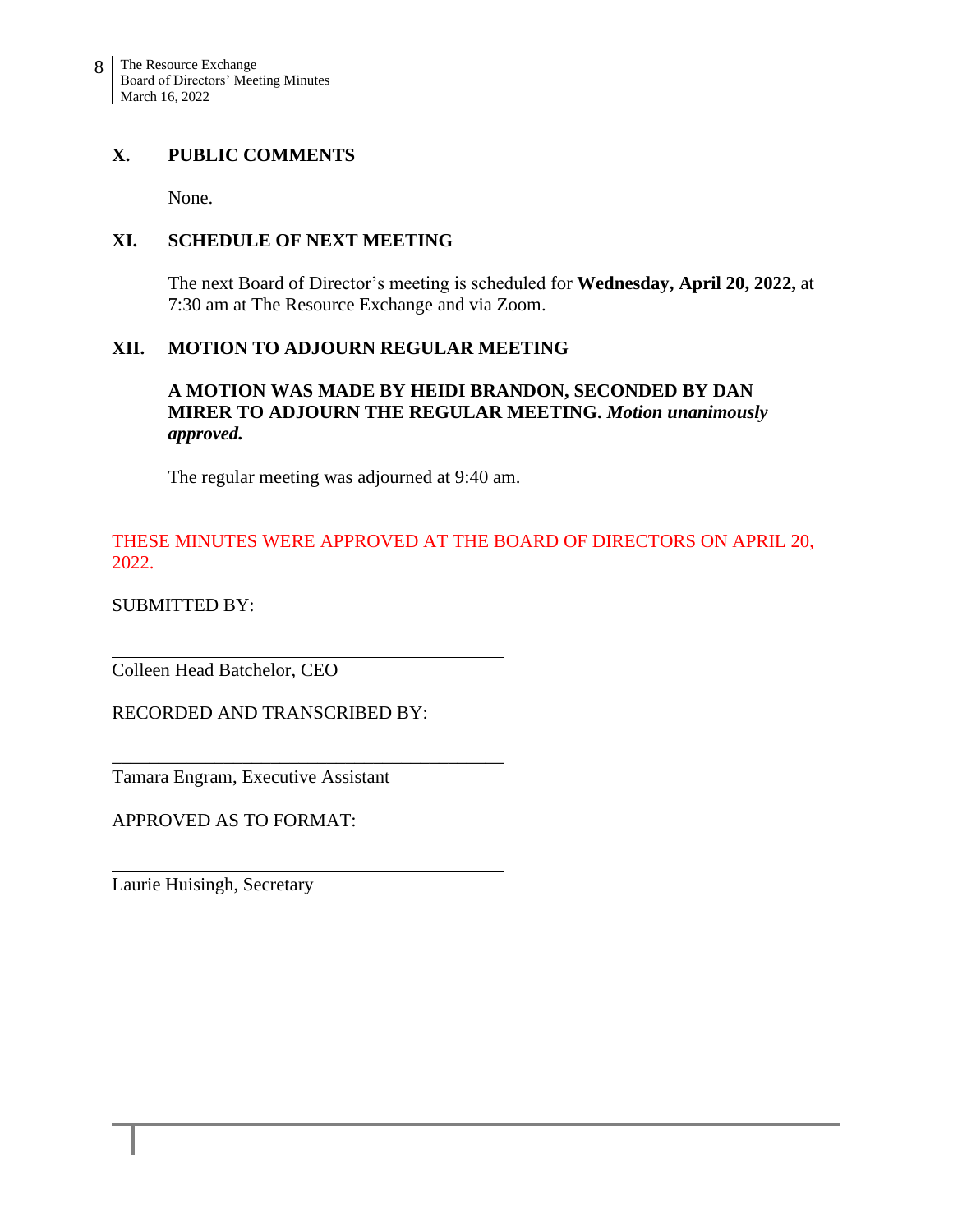## X. PUBLIC COMMENTS

None.

## XI. SCHEDULE OF NEXT MEETING

The next Board of Director's meeting is scheduled for **Wednesday, April 20, 2022,** at 7:30 am at The Resource Exchange and via Zoom.

## XII. MOTION TO ADJOURN REGULAR MEETING

**A MOTION WAS MADE BY HEIDI BRANDON, SECONDED BY DAN MIRER TO ADJOURN THE REGULAR MEETING.** ***Motion unanimously approved.***

The regular meeting was adjourned at 9:40 am.

THESE MINUTES WERE APPROVED AT THE BOARD OF DIRECTORS ON APRIL 20, 2022.

SUBMITTED BY:

\_\_\_\_\_\_\_\_\_\_\_\_\_\_\_\_\_\_\_\_\_\_\_\_\_\_\_\_\_\_\_\_\_\_\_\_\_\_\_\_

Colleen Head Batchelor, CEO

RECORDED AND TRANSCRIBED BY:

\_\_\_\_\_\_\_\_\_\_\_\_\_\_\_\_\_\_\_\_\_\_\_\_\_\_\_\_\_\_\_\_\_\_\_\_\_\_\_\_

Tamara Engram, Executive Assistant

APPROVED AS TO FORMAT:

\_\_\_\_\_\_\_\_\_\_\_\_\_\_\_\_\_\_\_\_\_\_\_\_\_\_\_\_\_\_\_\_\_\_\_\_\_\_\_\_

Laurie Huisingh, Secretary